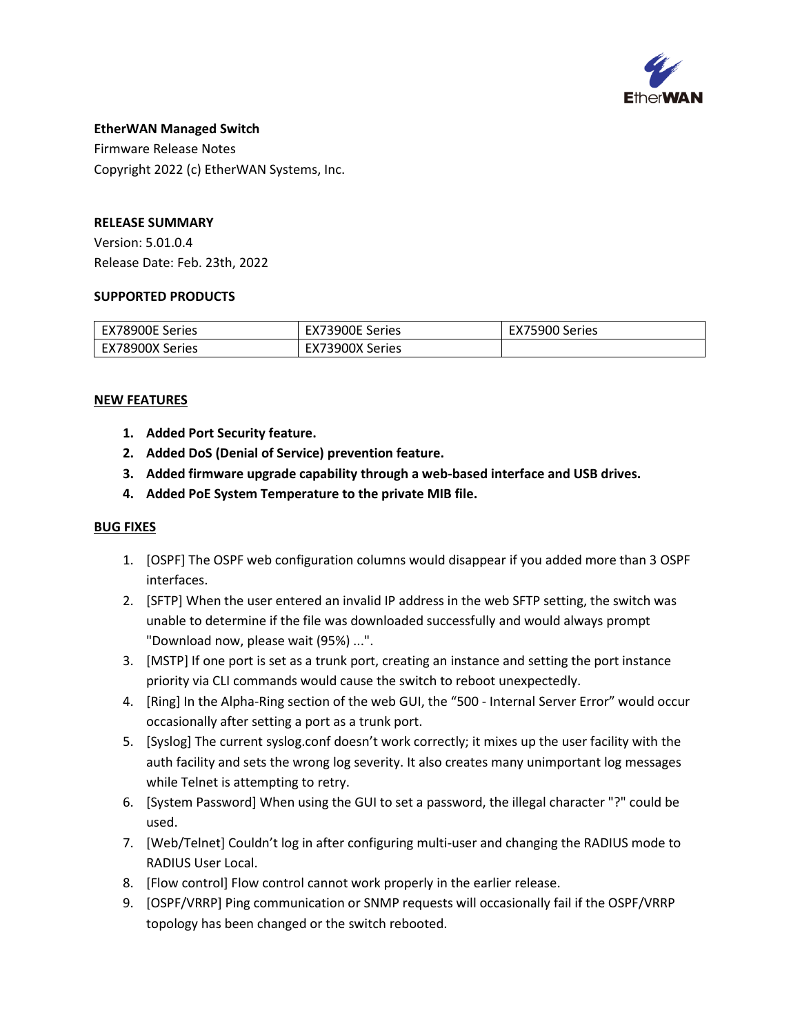**EtherWAN Managed Switch**

Firmware Release Notes

Copyright 2022 (c) EtherWAN Systems, Inc.

**RELEASE SUMMARY**

Version: 5.01.0.4

Release Date: Feb. 23th, 2022

**SUPPORTED PRODUCTS**

| EX78900E Series | EX73900E Series | EX75900 Series |
|---|---|---|
| EX78900X Series | EX73900X Series | |

## NEW FEATURES

1. **Added Port Security feature.**
2. **Added DoS (Denial of Service) prevention feature.**
3. **Added firmware upgrade capability through a web-based interface and USB drives.**
4. **Added PoE System Temperature to the private MIB file.**

## BUG FIXES

1. [OSPF] The OSPF web configuration columns would disappear if you added more than 3 OSPF interfaces.
2. [SFTP] When the user entered an invalid IP address in the web SFTP setting, the switch was unable to determine if the file was downloaded successfully and would always prompt "Download now, please wait (95%) ...".
3. [MSTP] If one port is set as a trunk port, creating an instance and setting the port instance priority via CLI commands would cause the switch to reboot unexpectedly.
4. [Ring] In the Alpha-Ring section of the web GUI, the "500 - Internal Server Error" would occur occasionally after setting a port as a trunk port.
5. [Syslog] The current syslog.conf doesn't work correctly; it mixes up the user facility with the auth facility and sets the wrong log severity. It also creates many unimportant log messages while Telnet is attempting to retry.
6. [System Password] When using the GUI to set a password, the illegal character "?" could be used.
7. [Web/Telnet] Couldn't log in after configuring multi-user and changing the RADIUS mode to RADIUS User Local.
8. [Flow control] Flow control cannot work properly in the earlier release.
9. [OSPF/VRRP] Ping communication or SNMP requests will occasionally fail if the OSPF/VRRP topology has been changed or the switch rebooted.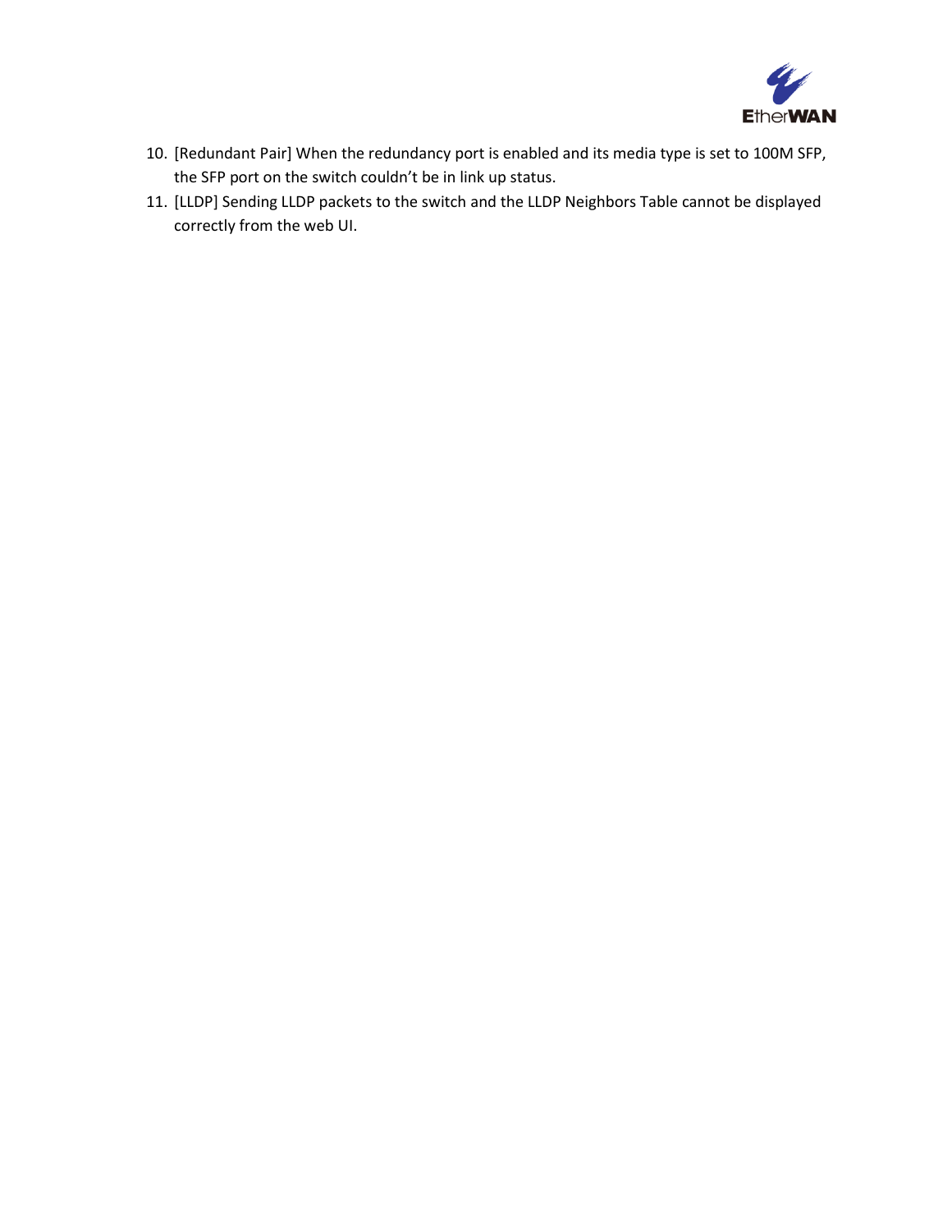10. [Redundant Pair] When the redundancy port is enabled and its media type is set to 100M SFP, the SFP port on the switch couldn't be in link up status.
11. [LLDP] Sending LLDP packets to the switch and the LLDP Neighbors Table cannot be displayed correctly from the web UI.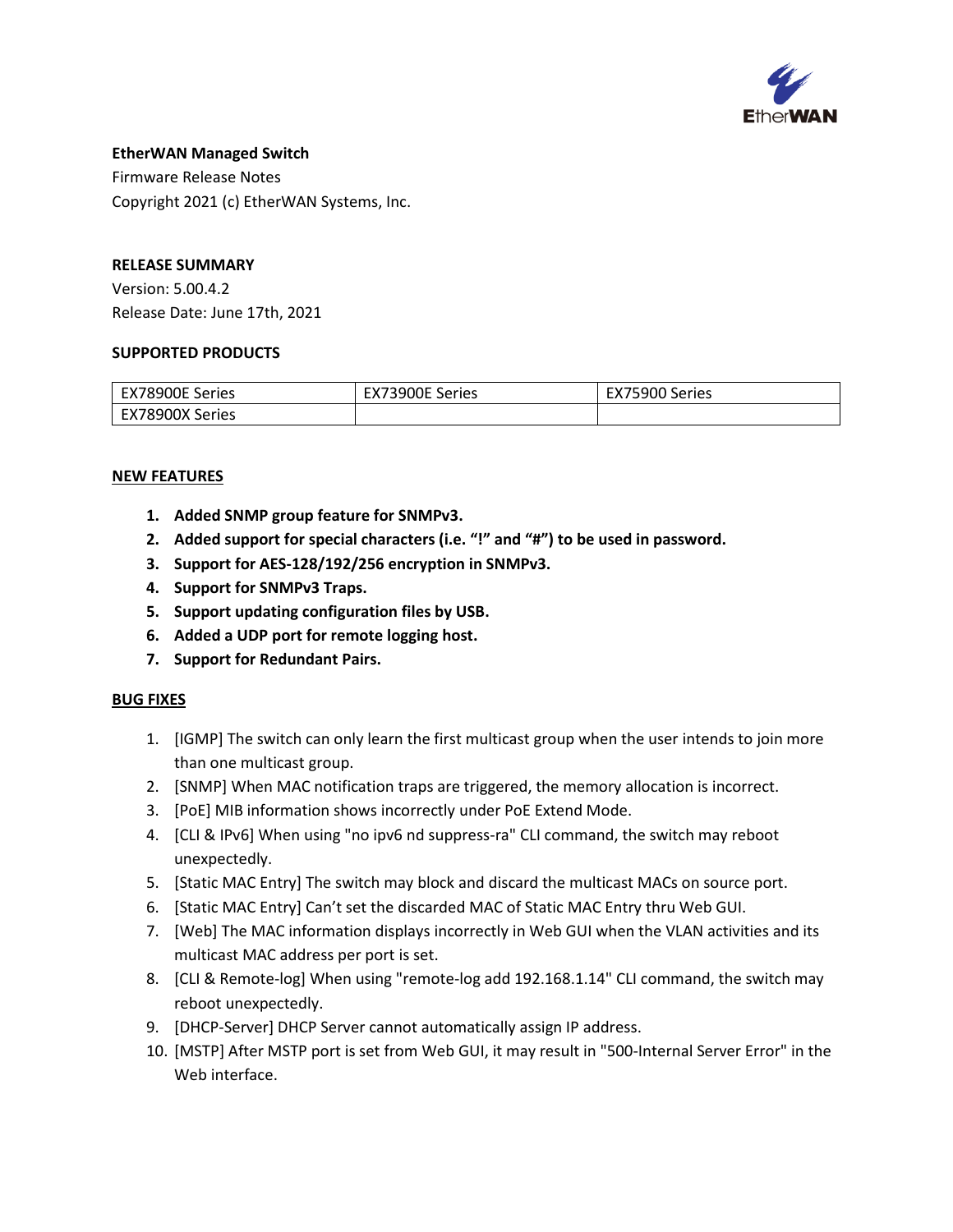**EtherWAN Managed Switch**

Firmware Release Notes

Copyright 2021 (c) EtherWAN Systems, Inc.

**RELEASE SUMMARY**

Version: 5.00.4.2

Release Date: June 17th, 2021

**SUPPORTED PRODUCTS**

| EX78900E Series | EX73900E Series | EX75900 Series |
|---|---|---|
| EX78900X Series | | |

**NEW FEATURES**

1. **Added SNMP group feature for SNMPv3.**
2. **Added support for special characters (i.e. "!" and "#") to be used in password.**
3. **Support for AES-128/192/256 encryption in SNMPv3.**
4. **Support for SNMPv3 Traps.**
5. **Support updating configuration files by USB.**
6. **Added a UDP port for remote logging host.**
7. **Support for Redundant Pairs.**

**BUG FIXES**

1. [IGMP] The switch can only learn the first multicast group when the user intends to join more than one multicast group.
2. [SNMP] When MAC notification traps are triggered, the memory allocation is incorrect.
3. [PoE] MIB information shows incorrectly under PoE Extend Mode.
4. [CLI & IPv6] When using "no ipv6 nd suppress-ra" CLI command, the switch may reboot unexpectedly.
5. [Static MAC Entry] The switch may block and discard the multicast MACs on source port.
6. [Static MAC Entry] Can't set the discarded MAC of Static MAC Entry thru Web GUI.
7. [Web] The MAC information displays incorrectly in Web GUI when the VLAN activities and its multicast MAC address per port is set.
8. [CLI & Remote-log] When using "remote-log add 192.168.1.14" CLI command, the switch may reboot unexpectedly.
9. [DHCP-Server] DHCP Server cannot automatically assign IP address.
10. [MSTP] After MSTP port is set from Web GUI, it may result in "500-Internal Server Error" in the Web interface.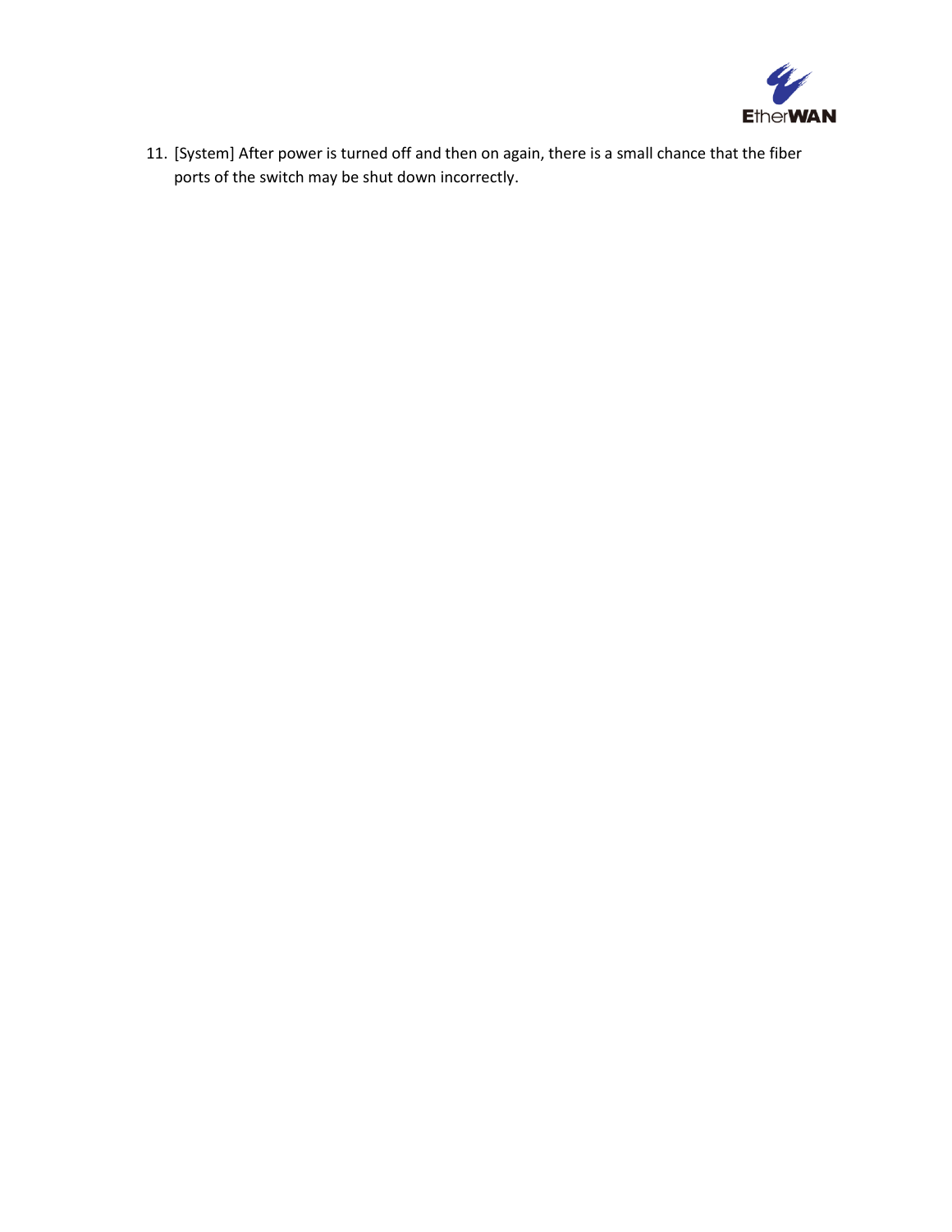11. [System] After power is turned off and then on again, there is a small chance that the fiber ports of the switch may be shut down incorrectly.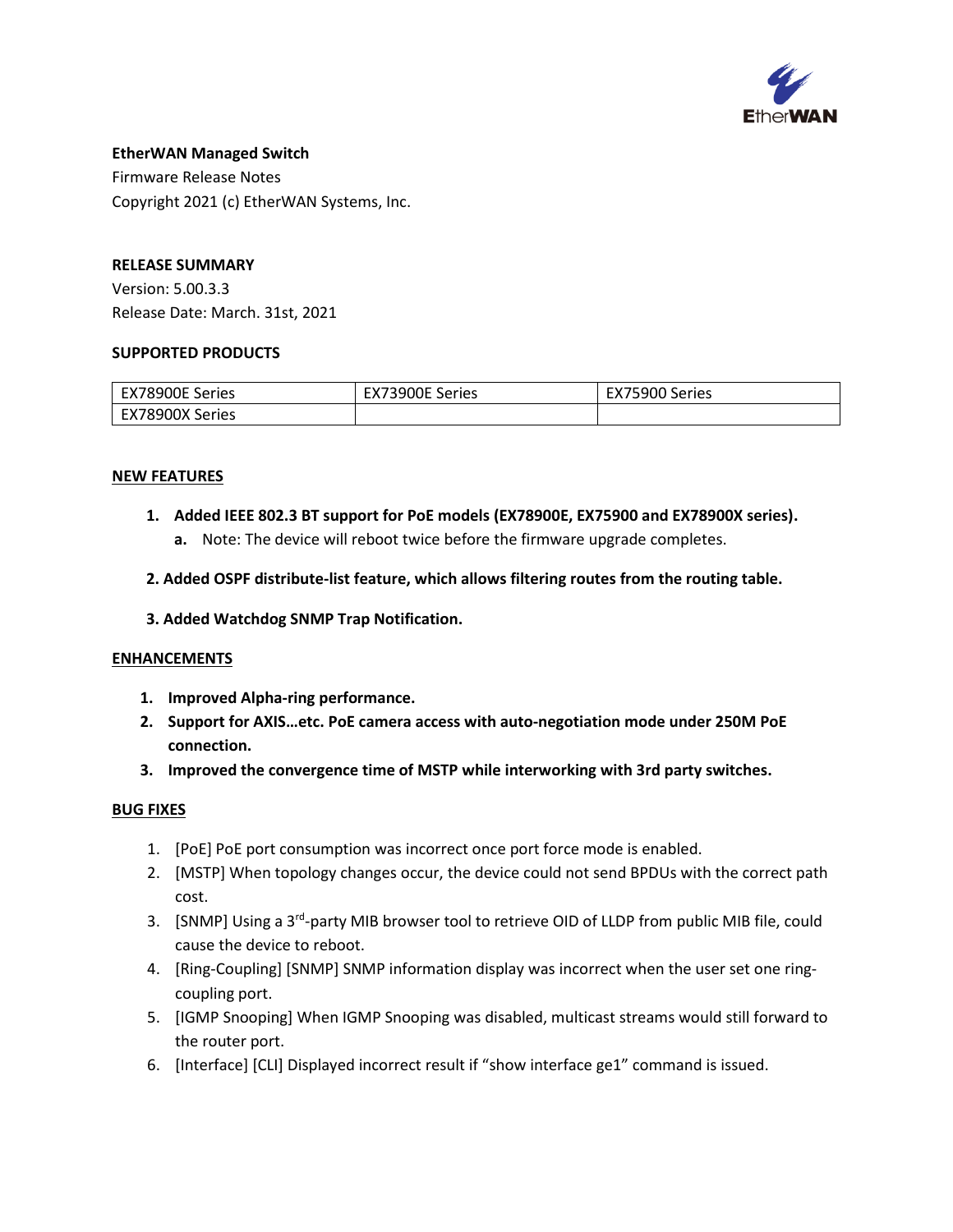**EtherWAN Managed Switch**

Firmware Release Notes

Copyright 2021 (c) EtherWAN Systems, Inc.

**RELEASE SUMMARY**

Version: 5.00.3.3

Release Date: March. 31st, 2021

**SUPPORTED PRODUCTS**

| EX78900E Series | EX73900E Series | EX75900 Series |
|---|---|---|
| EX78900X Series | | |

## NEW FEATURES

1. **Added IEEE 802.3 BT support for PoE models (EX78900E, EX75900 and EX78900X series).**
   a. Note: The device will reboot twice before the firmware upgrade completes.

2. **Added OSPF distribute-list feature, which allows filtering routes from the routing table.**

3. **Added Watchdog SNMP Trap Notification.**

## ENHANCEMENTS

1. **Improved Alpha-ring performance.**
2. **Support for AXIS…etc. PoE camera access with auto-negotiation mode under 250M PoE connection.**
3. **Improved the convergence time of MSTP while interworking with 3rd party switches.**

## BUG FIXES

1. [PoE] PoE port consumption was incorrect once port force mode is enabled.
2. [MSTP] When topology changes occur, the device could not send BPDUs with the correct path cost.
3. [SNMP] Using a 3rd-party MIB browser tool to retrieve OID of LLDP from public MIB file, could cause the device to reboot.
4. [Ring-Coupling] [SNMP] SNMP information display was incorrect when the user set one ring-coupling port.
5. [IGMP Snooping] When IGMP Snooping was disabled, multicast streams would still forward to the router port.
6. [Interface] [CLI] Displayed incorrect result if "show interface ge1" command is issued.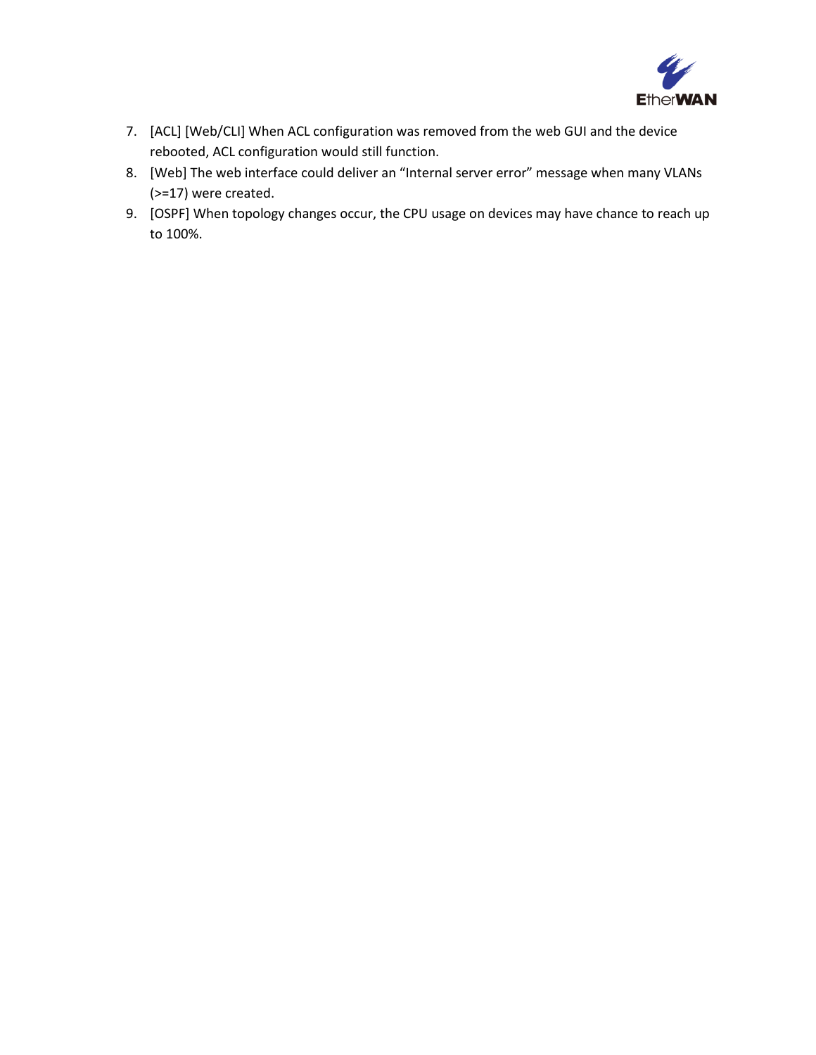7. [ACL] [Web/CLI] When ACL configuration was removed from the web GUI and the device rebooted, ACL configuration would still function.
8. [Web] The web interface could deliver an "Internal server error" message when many VLANs (>=17) were created.
9. [OSPF] When topology changes occur, the CPU usage on devices may have chance to reach up to 100%.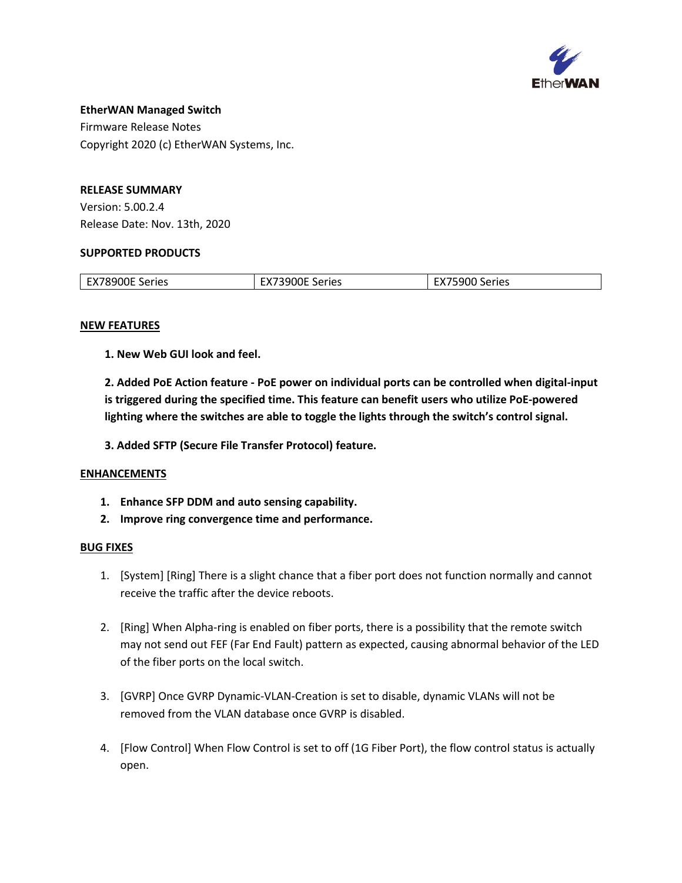**EtherWAN Managed Switch**

Firmware Release Notes

Copyright 2020 (c) EtherWAN Systems, Inc.

**RELEASE SUMMARY**

Version: 5.00.2.4

Release Date: Nov. 13th, 2020

**SUPPORTED PRODUCTS**

| EX78900E Series | EX73900E Series | EX75900 Series |
|---|---|---|

**NEW FEATURES**

**1. New Web GUI look and feel.**

**2. Added PoE Action feature - PoE power on individual ports can be controlled when digital-input is triggered during the specified time. This feature can benefit users who utilize PoE-powered lighting where the switches are able to toggle the lights through the switch's control signal.**

**3. Added SFTP (Secure File Transfer Protocol) feature.**

**ENHANCEMENTS**

1. **Enhance SFP DDM and auto sensing capability.**
2. **Improve ring convergence time and performance.**

**BUG FIXES**

1. [System] [Ring] There is a slight chance that a fiber port does not function normally and cannot receive the traffic after the device reboots.

2. [Ring] When Alpha-ring is enabled on fiber ports, there is a possibility that the remote switch may not send out FEF (Far End Fault) pattern as expected, causing abnormal behavior of the LED of the fiber ports on the local switch.

3. [GVRP] Once GVRP Dynamic-VLAN-Creation is set to disable, dynamic VLANs will not be removed from the VLAN database once GVRP is disabled.

4. [Flow Control] When Flow Control is set to off (1G Fiber Port), the flow control status is actually open.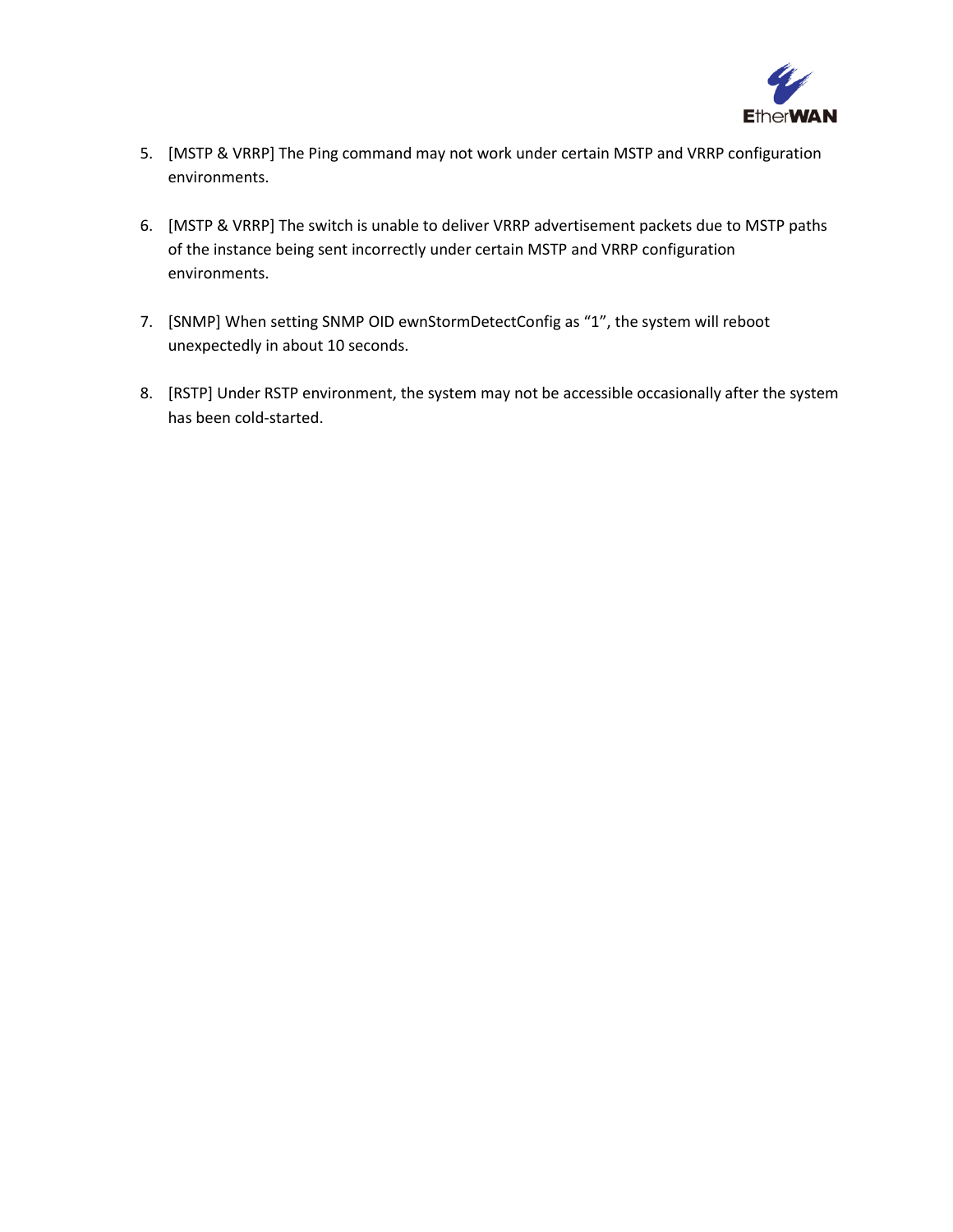5. [MSTP & VRRP] The Ping command may not work under certain MSTP and VRRP configuration environments.

6. [MSTP & VRRP] The switch is unable to deliver VRRP advertisement packets due to MSTP paths of the instance being sent incorrectly under certain MSTP and VRRP configuration environments.

7. [SNMP] When setting SNMP OID ewnStormDetectConfig as "1", the system will reboot unexpectedly in about 10 seconds.

8. [RSTP] Under RSTP environment, the system may not be accessible occasionally after the system has been cold-started.